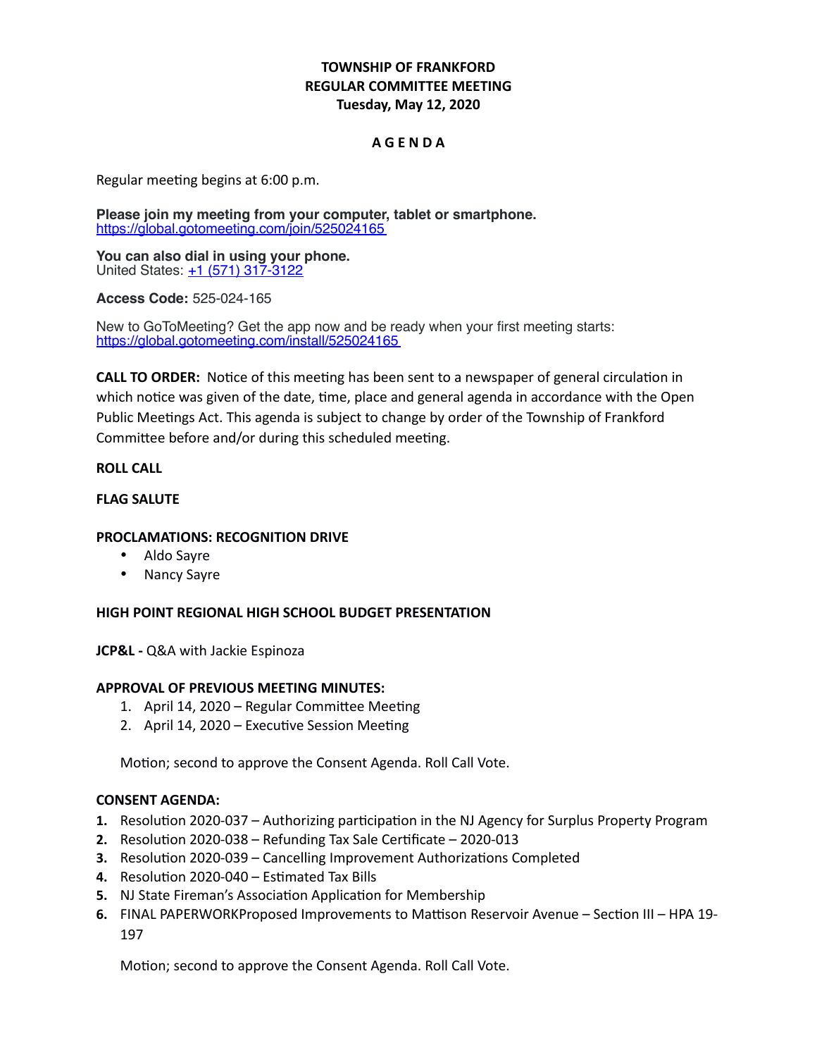**TOWNSHIP OF FRANKFORD**
**REGULAR COMMITTEE MEETING**
**Tuesday, May 12, 2020**

**A G E N D A**

Regular meeting begins at 6:00 p.m.

**Please join my meeting from your computer, tablet or smartphone.**
https://global.gotomeeting.com/join/525024165

**You can also dial in using your phone.**
United States: +1 (571) 317-3122

**Access Code:** 525-024-165

New to GoToMeeting? Get the app now and be ready when your first meeting starts:
https://global.gotomeeting.com/install/525024165

**CALL TO ORDER:** Notice of this meeting has been sent to a newspaper of general circulation in which notice was given of the date, time, place and general agenda in accordance with the Open Public Meetings Act. This agenda is subject to change by order of the Township of Frankford Committee before and/or during this scheduled meeting.

**ROLL CALL**

**FLAG SALUTE**

**PROCLAMATIONS: RECOGNITION DRIVE**

- Aldo Sayre
- Nancy Sayre

**HIGH POINT REGIONAL HIGH SCHOOL BUDGET PRESENTATION**

**JCP&L -** Q&A with Jackie Espinoza

**APPROVAL OF PREVIOUS MEETING MINUTES:**

1. April 14, 2020 – Regular Committee Meeting
2. April 14, 2020 – Executive Session Meeting

Motion; second to approve the Consent Agenda. Roll Call Vote.

**CONSENT AGENDA:**

1. Resolution 2020-037 – Authorizing participation in the NJ Agency for Surplus Property Program
2. Resolution 2020-038 – Refunding Tax Sale Certificate – 2020-013
3. Resolution 2020-039 – Cancelling Improvement Authorizations Completed
4. Resolution 2020-040 – Estimated Tax Bills
5. NJ State Fireman's Association Application for Membership
6. FINAL PAPERWORKProposed Improvements to Mattison Reservoir Avenue – Section III – HPA 19-197

Motion; second to approve the Consent Agenda. Roll Call Vote.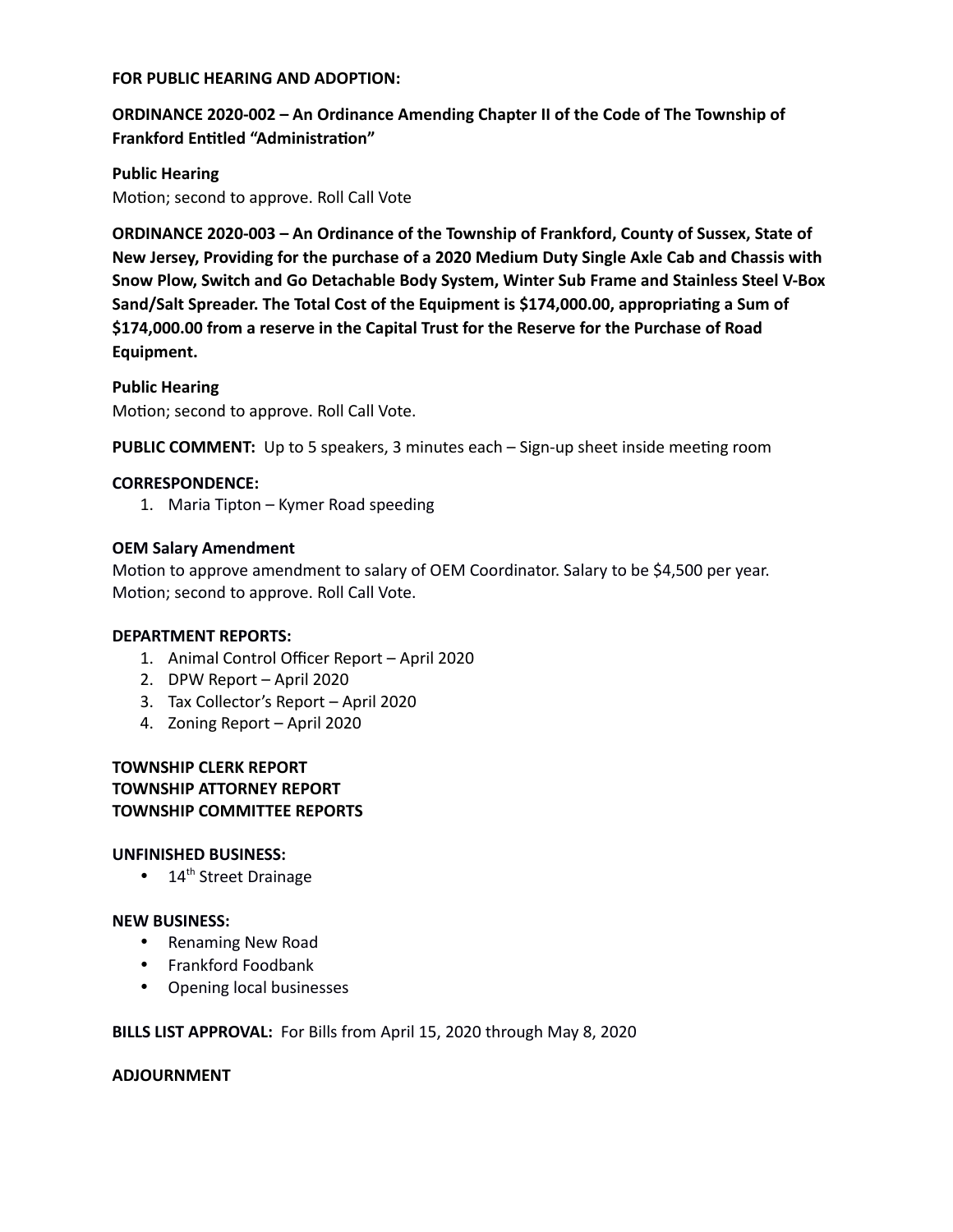**FOR PUBLIC HEARING AND ADOPTION:**

**ORDINANCE 2020-002 – An Ordinance Amending Chapter II of the Code of The Township of Frankford Entitled "Administration"**

**Public Hearing**
Motion; second to approve. Roll Call Vote

**ORDINANCE 2020-003 – An Ordinance of the Township of Frankford, County of Sussex, State of New Jersey, Providing for the purchase of a 2020 Medium Duty Single Axle Cab and Chassis with Snow Plow, Switch and Go Detachable Body System, Winter Sub Frame and Stainless Steel V-Box Sand/Salt Spreader. The Total Cost of the Equipment is $174,000.00, appropriating a Sum of $174,000.00 from a reserve in the Capital Trust for the Reserve for the Purchase of Road Equipment.**

**Public Hearing**
Motion; second to approve. Roll Call Vote.

**PUBLIC COMMENT:** Up to 5 speakers, 3 minutes each – Sign-up sheet inside meeting room

**CORRESPONDENCE:**

1. Maria Tipton – Kymer Road speeding

**OEM Salary Amendment**
Motion to approve amendment to salary of OEM Coordinator. Salary to be $4,500 per year.
Motion; second to approve. Roll Call Vote.

**DEPARTMENT REPORTS:**

1. Animal Control Officer Report – April 2020
2. DPW Report – April 2020
3. Tax Collector's Report – April 2020
4. Zoning Report – April 2020

**TOWNSHIP CLERK REPORT**
**TOWNSHIP ATTORNEY REPORT**
**TOWNSHIP COMMITTEE REPORTS**

**UNFINISHED BUSINESS:**

- 14th Street Drainage

**NEW BUSINESS:**

- Renaming New Road
- Frankford Foodbank
- Opening local businesses

**BILLS LIST APPROVAL:** For Bills from April 15, 2020 through May 8, 2020

**ADJOURNMENT**